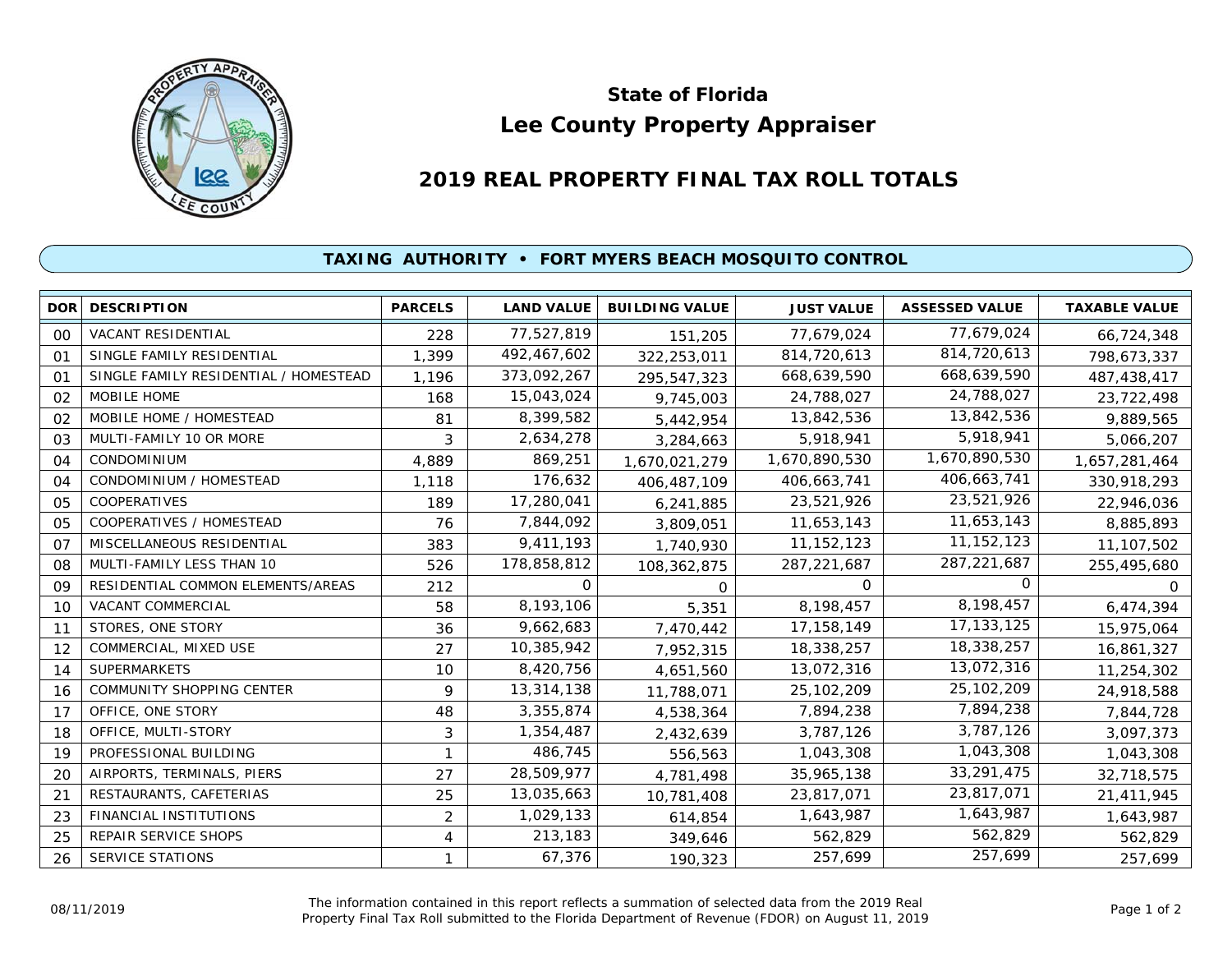# State of Florida
# Lee County Property Appraiser

## 2019 REAL PROPERTY FINAL TAX ROLL TOTALS

### TAXING AUTHORITY • FORT MYERS BEACH MOSQUITO CONTROL

| DOR | DESCRIPTION | PARCELS | LAND VALUE | BUILDING VALUE | JUST VALUE | ASSESSED VALUE | TAXABLE VALUE |
|---|---|---|---|---|---|---|---|
| 00 | VACANT RESIDENTIAL | 228 | 77,527,819 | 151,205 | 77,679,024 | 77,679,024 | 66,724,348 |
| 01 | SINGLE FAMILY RESIDENTIAL | 1,399 | 492,467,602 | 322,253,011 | 814,720,613 | 814,720,613 | 798,673,337 |
| 01 | SINGLE FAMILY RESIDENTIAL / HOMESTEAD | 1,196 | 373,092,267 | 295,547,323 | 668,639,590 | 668,639,590 | 487,438,417 |
| 02 | MOBILE HOME | 168 | 15,043,024 | 9,745,003 | 24,788,027 | 24,788,027 | 23,722,498 |
| 02 | MOBILE HOME / HOMESTEAD | 81 | 8,399,582 | 5,442,954 | 13,842,536 | 13,842,536 | 9,889,565 |
| 03 | MULTI-FAMILY 10 OR MORE | 3 | 2,634,278 | 3,284,663 | 5,918,941 | 5,918,941 | 5,066,207 |
| 04 | CONDOMINIUM | 4,889 | 869,251 | 1,670,021,279 | 1,670,890,530 | 1,670,890,530 | 1,657,281,464 |
| 04 | CONDOMINIUM / HOMESTEAD | 1,118 | 176,632 | 406,487,109 | 406,663,741 | 406,663,741 | 330,918,293 |
| 05 | COOPERATIVES | 189 | 17,280,041 | 6,241,885 | 23,521,926 | 23,521,926 | 22,946,036 |
| 05 | COOPERATIVES / HOMESTEAD | 76 | 7,844,092 | 3,809,051 | 11,653,143 | 11,653,143 | 8,885,893 |
| 07 | MISCELLANEOUS RESIDENTIAL | 383 | 9,411,193 | 1,740,930 | 11,152,123 | 11,152,123 | 11,107,502 |
| 08 | MULTI-FAMILY LESS THAN 10 | 526 | 178,858,812 | 108,362,875 | 287,221,687 | 287,221,687 | 255,495,680 |
| 09 | RESIDENTIAL COMMON ELEMENTS/AREAS | 212 | 0 | 0 | 0 | 0 | 0 |
| 10 | VACANT COMMERCIAL | 58 | 8,193,106 | 5,351 | 8,198,457 | 8,198,457 | 6,474,394 |
| 11 | STORES, ONE STORY | 36 | 9,662,683 | 7,470,442 | 17,158,149 | 17,133,125 | 15,975,064 |
| 12 | COMMERCIAL, MIXED USE | 27 | 10,385,942 | 7,952,315 | 18,338,257 | 18,338,257 | 16,861,327 |
| 14 | SUPERMARKETS | 10 | 8,420,756 | 4,651,560 | 13,072,316 | 13,072,316 | 11,254,302 |
| 16 | COMMUNITY SHOPPING CENTER | 9 | 13,314,138 | 11,788,071 | 25,102,209 | 25,102,209 | 24,918,588 |
| 17 | OFFICE, ONE STORY | 48 | 3,355,874 | 4,538,364 | 7,894,238 | 7,894,238 | 7,844,728 |
| 18 | OFFICE, MULTI-STORY | 3 | 1,354,487 | 2,432,639 | 3,787,126 | 3,787,126 | 3,097,373 |
| 19 | PROFESSIONAL BUILDING | 1 | 486,745 | 556,563 | 1,043,308 | 1,043,308 | 1,043,308 |
| 20 | AIRPORTS, TERMINALS, PIERS | 27 | 28,509,977 | 4,781,498 | 35,965,138 | 33,291,475 | 32,718,575 |
| 21 | RESTAURANTS, CAFETERIAS | 25 | 13,035,663 | 10,781,408 | 23,817,071 | 23,817,071 | 21,411,945 |
| 23 | FINANCIAL INSTITUTIONS | 2 | 1,029,133 | 614,854 | 1,643,987 | 1,643,987 | 1,643,987 |
| 25 | REPAIR SERVICE SHOPS | 4 | 213,183 | 349,646 | 562,829 | 562,829 | 562,829 |
| 26 | SERVICE STATIONS | 1 | 67,376 | 190,323 | 257,699 | 257,699 | 257,699 |

08/11/2019

The information contained in this report reflects a summation of selected data from the 2019 Real Property Final Tax Roll submitted to the Florida Department of Revenue (FDOR) on August 11, 2019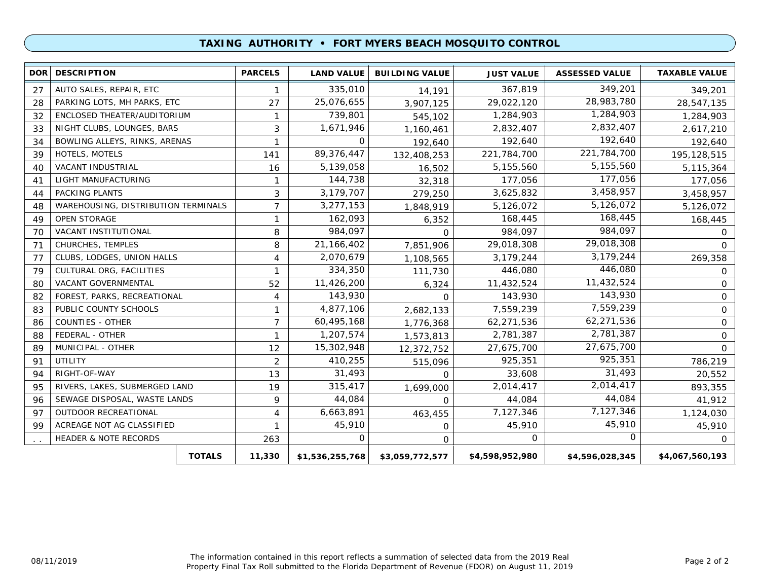## TAXING AUTHORITY • FORT MYERS BEACH MOSQUITO CONTROL

| DOR | DESCRIPTION | PARCELS | LAND VALUE | BUILDING VALUE | JUST VALUE | ASSESSED VALUE | TAXABLE VALUE |
|---|---|---|---|---|---|---|---|
| 27 | AUTO SALES, REPAIR, ETC | 1 | 335,010 | 14,191 | 367,819 | 349,201 | 349,201 |
| 28 | PARKING LOTS, MH PARKS, ETC | 27 | 25,076,655 | 3,907,125 | 29,022,120 | 28,983,780 | 28,547,135 |
| 32 | ENCLOSED THEATER/AUDITORIUM | 1 | 739,801 | 545,102 | 1,284,903 | 1,284,903 | 1,284,903 |
| 33 | NIGHT CLUBS, LOUNGES, BARS | 3 | 1,671,946 | 1,160,461 | 2,832,407 | 2,832,407 | 2,617,210 |
| 34 | BOWLING ALLEYS, RINKS, ARENAS | 1 | 0 | 192,640 | 192,640 | 192,640 | 192,640 |
| 39 | HOTELS, MOTELS | 141 | 89,376,447 | 132,408,253 | 221,784,700 | 221,784,700 | 195,128,515 |
| 40 | VACANT INDUSTRIAL | 16 | 5,139,058 | 16,502 | 5,155,560 | 5,155,560 | 5,115,364 |
| 41 | LIGHT MANUFACTURING | 1 | 144,738 | 32,318 | 177,056 | 177,056 | 177,056 |
| 44 | PACKING PLANTS | 3 | 3,179,707 | 279,250 | 3,625,832 | 3,458,957 | 3,458,957 |
| 48 | WAREHOUSING, DISTRIBUTION TERMINALS | 7 | 3,277,153 | 1,848,919 | 5,126,072 | 5,126,072 | 5,126,072 |
| 49 | OPEN STORAGE | 1 | 162,093 | 6,352 | 168,445 | 168,445 | 168,445 |
| 70 | VACANT INSTITUTIONAL | 8 | 984,097 | 0 | 984,097 | 984,097 | 0 |
| 71 | CHURCHES, TEMPLES | 8 | 21,166,402 | 7,851,906 | 29,018,308 | 29,018,308 | 0 |
| 77 | CLUBS, LODGES, UNION HALLS | 4 | 2,070,679 | 1,108,565 | 3,179,244 | 3,179,244 | 269,358 |
| 79 | CULTURAL ORG, FACILITIES | 1 | 334,350 | 111,730 | 446,080 | 446,080 | 0 |
| 80 | VACANT GOVERNMENTAL | 52 | 11,426,200 | 6,324 | 11,432,524 | 11,432,524 | 0 |
| 82 | FOREST, PARKS, RECREATIONAL | 4 | 143,930 | 0 | 143,930 | 143,930 | 0 |
| 83 | PUBLIC COUNTY SCHOOLS | 1 | 4,877,106 | 2,682,133 | 7,559,239 | 7,559,239 | 0 |
| 86 | COUNTIES - OTHER | 7 | 60,495,168 | 1,776,368 | 62,271,536 | 62,271,536 | 0 |
| 88 | FEDERAL - OTHER | 1 | 1,207,574 | 1,573,813 | 2,781,387 | 2,781,387 | 0 |
| 89 | MUNICIPAL - OTHER | 12 | 15,302,948 | 12,372,752 | 27,675,700 | 27,675,700 | 0 |
| 91 | UTILITY | 2 | 410,255 | 515,096 | 925,351 | 925,351 | 786,219 |
| 94 | RIGHT-OF-WAY | 13 | 31,493 | 0 | 33,608 | 31,493 | 20,552 |
| 95 | RIVERS, LAKES, SUBMERGED LAND | 19 | 315,417 | 1,699,000 | 2,014,417 | 2,014,417 | 893,355 |
| 96 | SEWAGE DISPOSAL, WASTE LANDS | 9 | 44,084 | 0 | 44,084 | 44,084 | 41,912 |
| 97 | OUTDOOR RECREATIONAL | 4 | 6,663,891 | 463,455 | 7,127,346 | 7,127,346 | 1,124,030 |
| 99 | ACREAGE NOT AG CLASSIFIED | 1 | 45,910 | 0 | 45,910 | 45,910 | 45,910 |
| . . | HEADER & NOTE RECORDS | 263 | 0 | 0 | 0 | 0 | 0 |
| | **TOTALS** | **11,330** | **$1,536,255,768** | **$3,059,772,577** | **$4,598,952,980** | **$4,596,028,345** | **$4,067,560,193** |

08/11/2019

The information contained in this report reflects a summation of selected data from the 2019 Real Property Final Tax Roll submitted to the Florida Department of Revenue (FDOR) on August 11, 2019